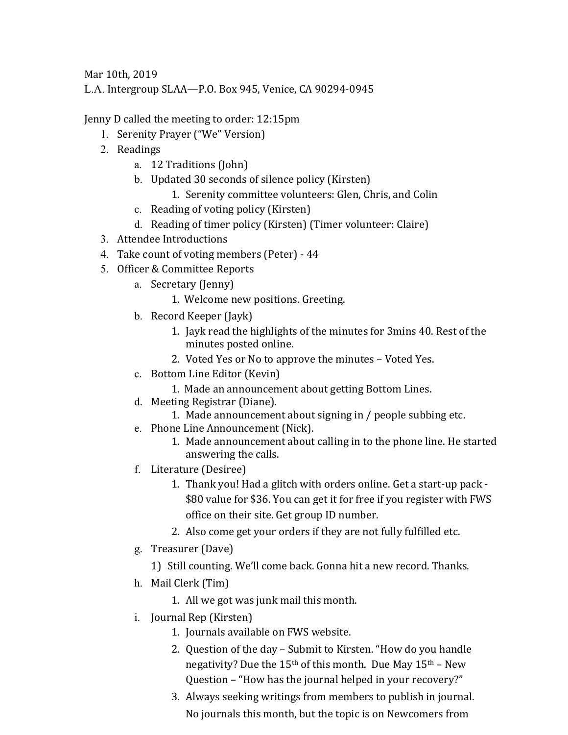Mar 10th, 2019

L.A. Intergroup SLAA—P.O. Box 945, Venice, CA 90294-0945

Jenny D called the meeting to order: 12:15pm

1. Serenity Prayer ("We" Version)
2. Readings
   a. 12 Traditions (John)
   b. Updated 30 seconds of silence policy (Kirsten)
      1. Serenity committee volunteers: Glen, Chris, and Colin
   c. Reading of voting policy (Kirsten)
   d. Reading of timer policy (Kirsten) (Timer volunteer: Claire)
3. Attendee Introductions
4. Take count of voting members (Peter) - 44
5. Officer & Committee Reports
   a. Secretary (Jenny)
      1. Welcome new positions. Greeting.
   b. Record Keeper (Jayk)
      1. Jayk read the highlights of the minutes for 3mins 40. Rest of the minutes posted online.
      2. Voted Yes or No to approve the minutes – Voted Yes.
   c. Bottom Line Editor (Kevin)
      1. Made an announcement about getting Bottom Lines.
   d. Meeting Registrar (Diane).
      1. Made announcement about signing in / people subbing etc.
   e. Phone Line Announcement (Nick).
      1. Made announcement about calling in to the phone line. He started answering the calls.
   f. Literature (Desiree)
      1. Thank you! Had a glitch with orders online. Get a start-up pack - $80 value for $36. You can get it for free if you register with FWS office on their site. Get group ID number.
      2. Also come get your orders if they are not fully fulfilled etc.
   g. Treasurer (Dave)
      1) Still counting. We'll come back. Gonna hit a new record. Thanks.
   h. Mail Clerk (Tim)
      1. All we got was junk mail this month.
   i. Journal Rep (Kirsten)
      1. Journals available on FWS website.
      2. Question of the day – Submit to Kirsten. "How do you handle negativity? Due the 15th of this month. Due May 15th – New Question – "How has the journal helped in your recovery?"
      3. Always seeking writings from members to publish in journal. No journals this month, but the topic is on Newcomers from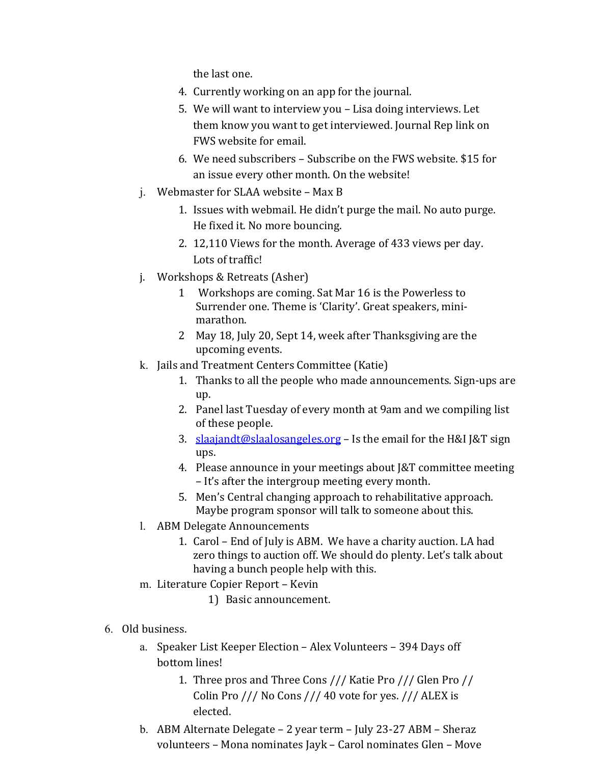the last one.

4. Currently working on an app for the journal.
5. We will want to interview you – Lisa doing interviews. Let them know you want to get interviewed. Journal Rep link on FWS website for email.
6. We need subscribers – Subscribe on the FWS website. $15 for an issue every other month. On the website!

j. Webmaster for SLAA website – Max B
   1. Issues with webmail. He didn't purge the mail. No auto purge. He fixed it. No more bouncing.
   2. 12,110 Views for the month. Average of 433 views per day. Lots of traffic!

j. Workshops & Retreats (Asher)
   1. Workshops are coming. Sat Mar 16 is the Powerless to Surrender one. Theme is 'Clarity'. Great speakers, mini-marathon.
   2. May 18, July 20, Sept 14, week after Thanksgiving are the upcoming events.

k. Jails and Treatment Centers Committee (Katie)
   1. Thanks to all the people who made announcements. Sign-ups are up.
   2. Panel last Tuesday of every month at 9am and we compiling list of these people.
   3. slaajandt@slaalosangeles.org – Is the email for the H&I J&T sign ups.
   4. Please announce in your meetings about J&T committee meeting – It's after the intergroup meeting every month.
   5. Men's Central changing approach to rehabilitative approach. Maybe program sponsor will talk to someone about this.

l. ABM Delegate Announcements
   1. Carol – End of July is ABM. We have a charity auction. LA had zero things to auction off. We should do plenty. Let's talk about having a bunch people help with this.

m. Literature Copier Report – Kevin
   1) Basic announcement.

6. Old business.
   a. Speaker List Keeper Election – Alex Volunteers – 394 Days off bottom lines!
      1. Three pros and Three Cons /// Katie Pro /// Glen Pro // Colin Pro /// No Cons /// 40 vote for yes. /// ALEX is elected.
   b. ABM Alternate Delegate – 2 year term – July 23-27 ABM – Sheraz volunteers – Mona nominates Jayk – Carol nominates Glen – Move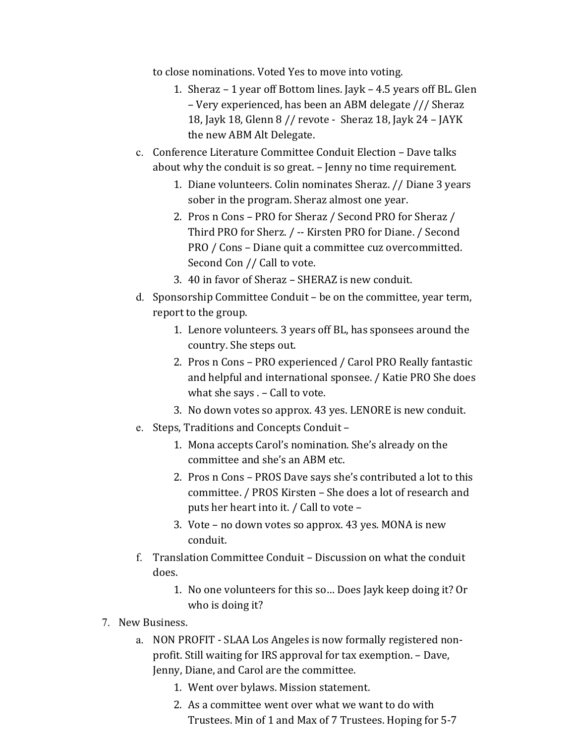to close nominations. Voted Yes to move into voting.

1. Sheraz – 1 year off Bottom lines. Jayk – 4.5 years off BL. Glen – Very experienced, has been an ABM delegate /// Sheraz 18, Jayk 18, Glenn 8 // revote - Sheraz 18, Jayk 24 – JAYK the new ABM Alt Delegate.

c. Conference Literature Committee Conduit Election – Dave talks about why the conduit is so great. – Jenny no time requirement.

1. Diane volunteers. Colin nominates Sheraz. // Diane 3 years sober in the program. Sheraz almost one year.
2. Pros n Cons – PRO for Sheraz / Second PRO for Sheraz / Third PRO for Sherz. / -- Kirsten PRO for Diane. / Second PRO / Cons – Diane quit a committee cuz overcommitted. Second Con // Call to vote.
3. 40 in favor of Sheraz – SHERAZ is new conduit.

d. Sponsorship Committee Conduit – be on the committee, year term, report to the group.

1. Lenore volunteers. 3 years off BL, has sponsees around the country. She steps out.
2. Pros n Cons – PRO experienced / Carol PRO Really fantastic and helpful and international sponsee. / Katie PRO She does what she says . – Call to vote.
3. No down votes so approx. 43 yes. LENORE is new conduit.

e. Steps, Traditions and Concepts Conduit –

1. Mona accepts Carol's nomination. She's already on the committee and she's an ABM etc.
2. Pros n Cons – PROS Dave says she's contributed a lot to this committee. / PROS Kirsten – She does a lot of research and puts her heart into it. / Call to vote –
3. Vote – no down votes so approx. 43 yes. MONA is new conduit.

f. Translation Committee Conduit – Discussion on what the conduit does.

1. No one volunteers for this so… Does Jayk keep doing it? Or who is doing it?

7. New Business.

a. NON PROFIT - SLAA Los Angeles is now formally registered non-profit. Still waiting for IRS approval for tax exemption. – Dave, Jenny, Diane, and Carol are the committee.

1. Went over bylaws. Mission statement.
2. As a committee went over what we want to do with Trustees. Min of 1 and Max of 7 Trustees. Hoping for 5-7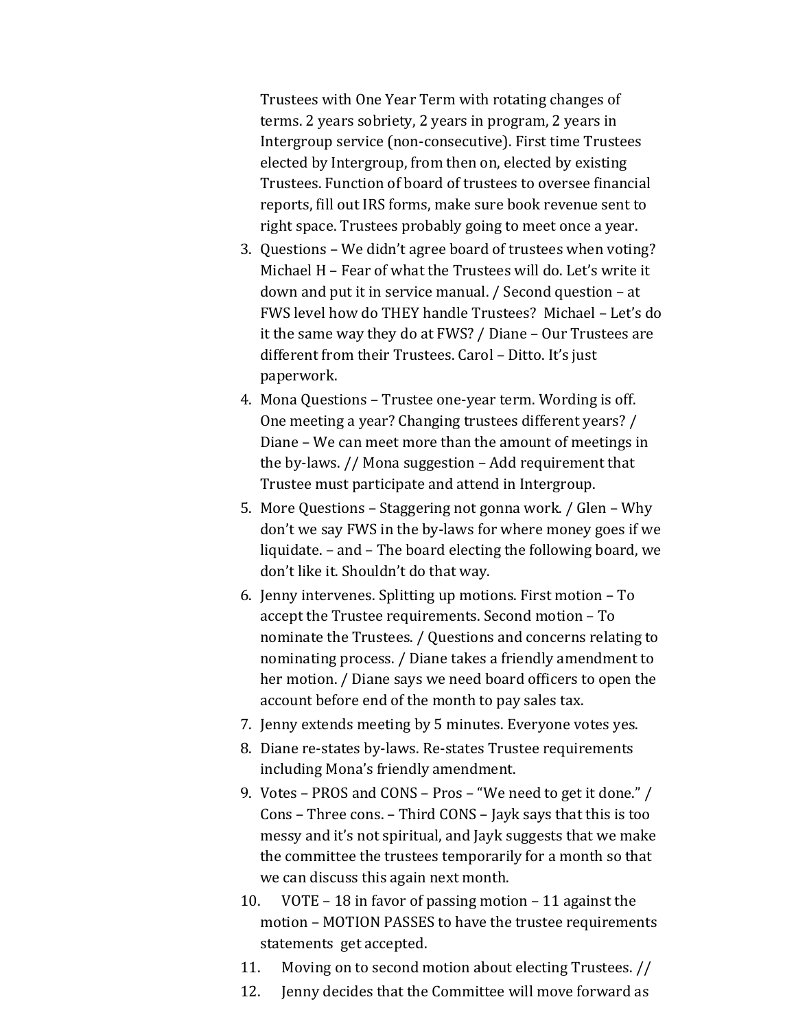Trustees with One Year Term with rotating changes of terms. 2 years sobriety, 2 years in program, 2 years in Intergroup service (non-consecutive). First time Trustees elected by Intergroup, from then on, elected by existing Trustees. Function of board of trustees to oversee financial reports, fill out IRS forms, make sure book revenue sent to right space. Trustees probably going to meet once a year.

3. Questions – We didn't agree board of trustees when voting? Michael H – Fear of what the Trustees will do. Let's write it down and put it in service manual. / Second question – at FWS level how do THEY handle Trustees? Michael – Let's do it the same way they do at FWS? / Diane – Our Trustees are different from their Trustees. Carol – Ditto. It's just paperwork.
4. Mona Questions – Trustee one-year term. Wording is off. One meeting a year? Changing trustees different years? / Diane – We can meet more than the amount of meetings in the by-laws. // Mona suggestion – Add requirement that Trustee must participate and attend in Intergroup.
5. More Questions – Staggering not gonna work. / Glen – Why don't we say FWS in the by-laws for where money goes if we liquidate. – and – The board electing the following board, we don't like it. Shouldn't do that way.
6. Jenny intervenes. Splitting up motions. First motion – To accept the Trustee requirements. Second motion – To nominate the Trustees. / Questions and concerns relating to nominating process. / Diane takes a friendly amendment to her motion. / Diane says we need board officers to open the account before end of the month to pay sales tax.
7. Jenny extends meeting by 5 minutes. Everyone votes yes.
8. Diane re-states by-laws. Re-states Trustee requirements including Mona's friendly amendment.
9. Votes – PROS and CONS – Pros – "We need to get it done." / Cons – Three cons. – Third CONS – Jayk says that this is too messy and it's not spiritual, and Jayk suggests that we make the committee the trustees temporarily for a month so that we can discuss this again next month.
10. VOTE – 18 in favor of passing motion – 11 against the motion – MOTION PASSES to have the trustee requirements statements get accepted.
11. Moving on to second motion about electing Trustees. //
12. Jenny decides that the Committee will move forward as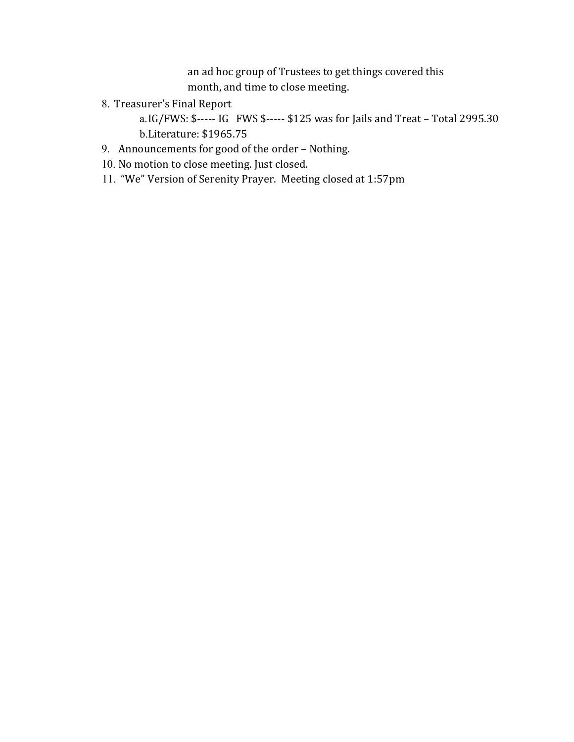an ad hoc group of Trustees to get things covered this month, and time to close meeting.

8. Treasurer's Final Report
   a. IG/FWS: $----- IG   FWS $----- $125 was for Jails and Treat – Total 2995.30
   b. Literature: $1965.75
9. Announcements for good of the order – Nothing.
10. No motion to close meeting. Just closed.
11. "We" Version of Serenity Prayer.  Meeting closed at 1:57pm